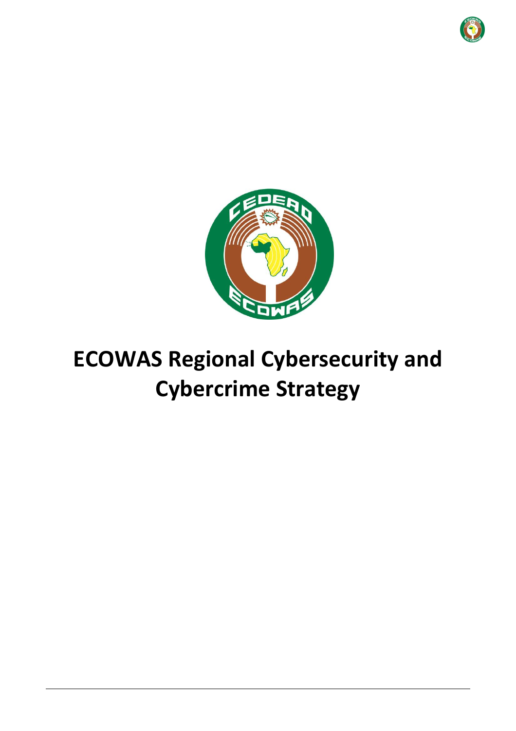# ECOWAS Regional Cybersecurity and Cybercrime Strategy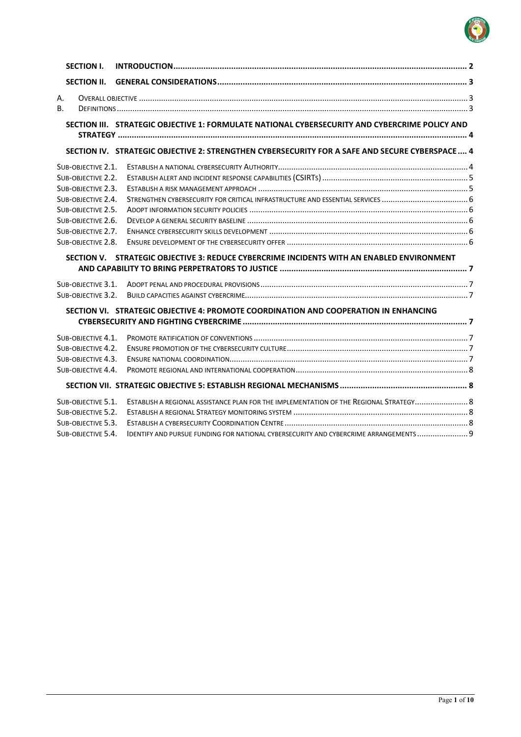SECTION I. INTRODUCTION .......... 2

SECTION II. GENERAL CONSIDERATIONS .......... 3

A. OVERALL OBJECTIVE .......... 3
B. DEFINITIONS .......... 3

SECTION III. STRATEGIC OBJECTIVE 1: FORMULATE NATIONAL CYBERSECURITY AND CYBERCRIME POLICY AND STRATEGY .......... 4

SECTION IV. STRATEGIC OBJECTIVE 2: STRENGTHEN CYBERSECURITY FOR A SAFE AND SECURE CYBERSPACE .......... 4

- SUB-OBJECTIVE 2.1. ESTABLISH A NATIONAL CYBERSECURITY AUTHORITY .......... 4
- SUB-OBJECTIVE 2.2. ESTABLISH ALERT AND INCIDENT RESPONSE CAPABILITIES (CSIRTS) .......... 5
- SUB-OBJECTIVE 2.3. ESTABLISH A RISK MANAGEMENT APPROACH .......... 5
- SUB-OBJECTIVE 2.4. STRENGTHEN CYBERSECURITY FOR CRITICAL INFRASTRUCTURE AND ESSENTIAL SERVICES .......... 6
- SUB-OBJECTIVE 2.5. ADOPT INFORMATION SECURITY POLICIES .......... 6
- SUB-OBJECTIVE 2.6. DEVELOP A GENERAL SECURITY BASELINE .......... 6
- SUB-OBJECTIVE 2.7. ENHANCE CYBERSECURITY SKILLS DEVELOPMENT .......... 6
- SUB-OBJECTIVE 2.8. ENSURE DEVELOPMENT OF THE CYBERSECURITY OFFER .......... 6

SECTION V. STRATEGIC OBJECTIVE 3: REDUCE CYBERCRIME INCIDENTS WITH AN ENABLED ENVIRONMENT AND CAPABILITY TO BRING PERPETRATORS TO JUSTICE .......... 7

- SUB-OBJECTIVE 3.1. ADOPT PENAL AND PROCEDURAL PROVISIONS .......... 7
- SUB-OBJECTIVE 3.2. BUILD CAPACITIES AGAINST CYBERCRIME .......... 7

SECTION VI. STRATEGIC OBJECTIVE 4: PROMOTE COORDINATION AND COOPERATION IN ENHANCING CYBERSECURITY AND FIGHTING CYBERCRIME .......... 7

- SUB-OBJECTIVE 4.1. PROMOTE RATIFICATION OF CONVENTIONS .......... 7
- SUB-OBJECTIVE 4.2. ENSURE PROMOTION OF THE CYBERSECURITY CULTURE .......... 7
- SUB-OBJECTIVE 4.3. ENSURE NATIONAL COORDINATION .......... 7
- SUB-OBJECTIVE 4.4. PROMOTE REGIONAL AND INTERNATIONAL COOPERATION .......... 8

SECTION VII. STRATEGIC OBJECTIVE 5: ESTABLISH REGIONAL MECHANISMS .......... 8

- SUB-OBJECTIVE 5.1. ESTABLISH A REGIONAL ASSISTANCE PLAN FOR THE IMPLEMENTATION OF THE REGIONAL STRATEGY .......... 8
- SUB-OBJECTIVE 5.2. ESTABLISH A REGIONAL STRATEGY MONITORING SYSTEM .......... 8
- SUB-OBJECTIVE 5.3. ESTABLISH A CYBERSECURITY COORDINATION CENTRE .......... 8
- SUB-OBJECTIVE 5.4. IDENTIFY AND PURSUE FUNDING FOR NATIONAL CYBERSECURITY AND CYBERCRIME ARRANGEMENTS .......... 9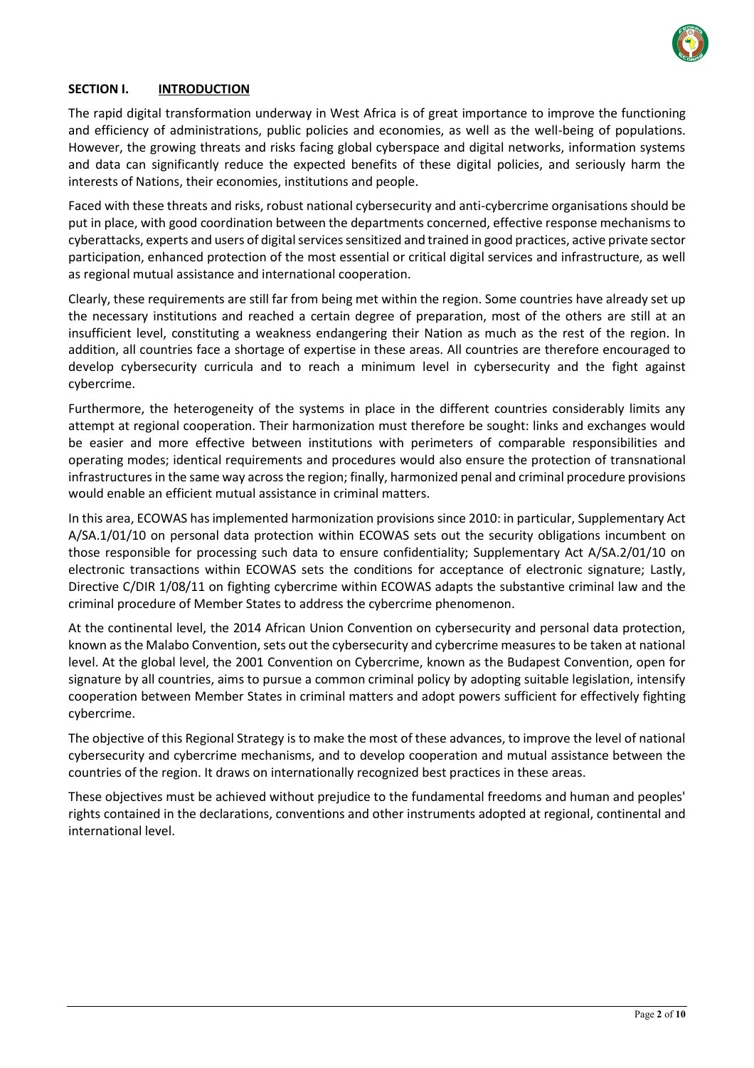## SECTION I. INTRODUCTION

The rapid digital transformation underway in West Africa is of great importance to improve the functioning and efficiency of administrations, public policies and economies, as well as the well-being of populations. However, the growing threats and risks facing global cyberspace and digital networks, information systems and data can significantly reduce the expected benefits of these digital policies, and seriously harm the interests of Nations, their economies, institutions and people.

Faced with these threats and risks, robust national cybersecurity and anti-cybercrime organisations should be put in place, with good coordination between the departments concerned, effective response mechanisms to cyberattacks, experts and users of digital services sensitized and trained in good practices, active private sector participation, enhanced protection of the most essential or critical digital services and infrastructure, as well as regional mutual assistance and international cooperation.

Clearly, these requirements are still far from being met within the region. Some countries have already set up the necessary institutions and reached a certain degree of preparation, most of the others are still at an insufficient level, constituting a weakness endangering their Nation as much as the rest of the region. In addition, all countries face a shortage of expertise in these areas. All countries are therefore encouraged to develop cybersecurity curricula and to reach a minimum level in cybersecurity and the fight against cybercrime.

Furthermore, the heterogeneity of the systems in place in the different countries considerably limits any attempt at regional cooperation. Their harmonization must therefore be sought: links and exchanges would be easier and more effective between institutions with perimeters of comparable responsibilities and operating modes; identical requirements and procedures would also ensure the protection of transnational infrastructures in the same way across the region; finally, harmonized penal and criminal procedure provisions would enable an efficient mutual assistance in criminal matters.

In this area, ECOWAS has implemented harmonization provisions since 2010: in particular, Supplementary Act A/SA.1/01/10 on personal data protection within ECOWAS sets out the security obligations incumbent on those responsible for processing such data to ensure confidentiality; Supplementary Act A/SA.2/01/10 on electronic transactions within ECOWAS sets the conditions for acceptance of electronic signature; Lastly, Directive C/DIR 1/08/11 on fighting cybercrime within ECOWAS adapts the substantive criminal law and the criminal procedure of Member States to address the cybercrime phenomenon.

At the continental level, the 2014 African Union Convention on cybersecurity and personal data protection, known as the Malabo Convention, sets out the cybersecurity and cybercrime measures to be taken at national level. At the global level, the 2001 Convention on Cybercrime, known as the Budapest Convention, open for signature by all countries, aims to pursue a common criminal policy by adopting suitable legislation, intensify cooperation between Member States in criminal matters and adopt powers sufficient for effectively fighting cybercrime.

The objective of this Regional Strategy is to make the most of these advances, to improve the level of national cybersecurity and cybercrime mechanisms, and to develop cooperation and mutual assistance between the countries of the region. It draws on internationally recognized best practices in these areas.

These objectives must be achieved without prejudice to the fundamental freedoms and human and peoples' rights contained in the declarations, conventions and other instruments adopted at regional, continental and international level.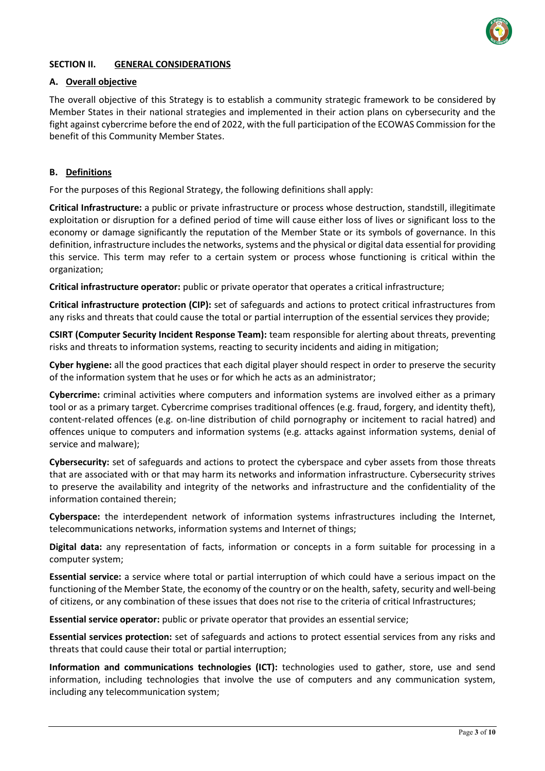## SECTION II. GENERAL CONSIDERATIONS

### A. Overall objective

The overall objective of this Strategy is to establish a community strategic framework to be considered by Member States in their national strategies and implemented in their action plans on cybersecurity and the fight against cybercrime before the end of 2022, with the full participation of the ECOWAS Commission for the benefit of this Community Member States.

### B. Definitions

For the purposes of this Regional Strategy, the following definitions shall apply:

**Critical Infrastructure:** a public or private infrastructure or process whose destruction, standstill, illegitimate exploitation or disruption for a defined period of time will cause either loss of lives or significant loss to the economy or damage significantly the reputation of the Member State or its symbols of governance. In this definition, infrastructure includes the networks, systems and the physical or digital data essential for providing this service. This term may refer to a certain system or process whose functioning is critical within the organization;

**Critical infrastructure operator:** public or private operator that operates a critical infrastructure;

**Critical infrastructure protection (CIP):** set of safeguards and actions to protect critical infrastructures from any risks and threats that could cause the total or partial interruption of the essential services they provide;

**CSIRT (Computer Security Incident Response Team):** team responsible for alerting about threats, preventing risks and threats to information systems, reacting to security incidents and aiding in mitigation;

**Cyber hygiene:** all the good practices that each digital player should respect in order to preserve the security of the information system that he uses or for which he acts as an administrator;

**Cybercrime:** criminal activities where computers and information systems are involved either as a primary tool or as a primary target. Cybercrime comprises traditional offences (e.g. fraud, forgery, and identity theft), content-related offences (e.g. on-line distribution of child pornography or incitement to racial hatred) and offences unique to computers and information systems (e.g. attacks against information systems, denial of service and malware);

**Cybersecurity:** set of safeguards and actions to protect the cyberspace and cyber assets from those threats that are associated with or that may harm its networks and information infrastructure. Cybersecurity strives to preserve the availability and integrity of the networks and infrastructure and the confidentiality of the information contained therein;

**Cyberspace:** the interdependent network of information systems infrastructures including the Internet, telecommunications networks, information systems and Internet of things;

**Digital data:** any representation of facts, information or concepts in a form suitable for processing in a computer system;

**Essential service:** a service where total or partial interruption of which could have a serious impact on the functioning of the Member State, the economy of the country or on the health, safety, security and well-being of citizens, or any combination of these issues that does not rise to the criteria of critical Infrastructures;

**Essential service operator:** public or private operator that provides an essential service;

**Essential services protection:** set of safeguards and actions to protect essential services from any risks and threats that could cause their total or partial interruption;

**Information and communications technologies (ICT):** technologies used to gather, store, use and send information, including technologies that involve the use of computers and any communication system, including any telecommunication system;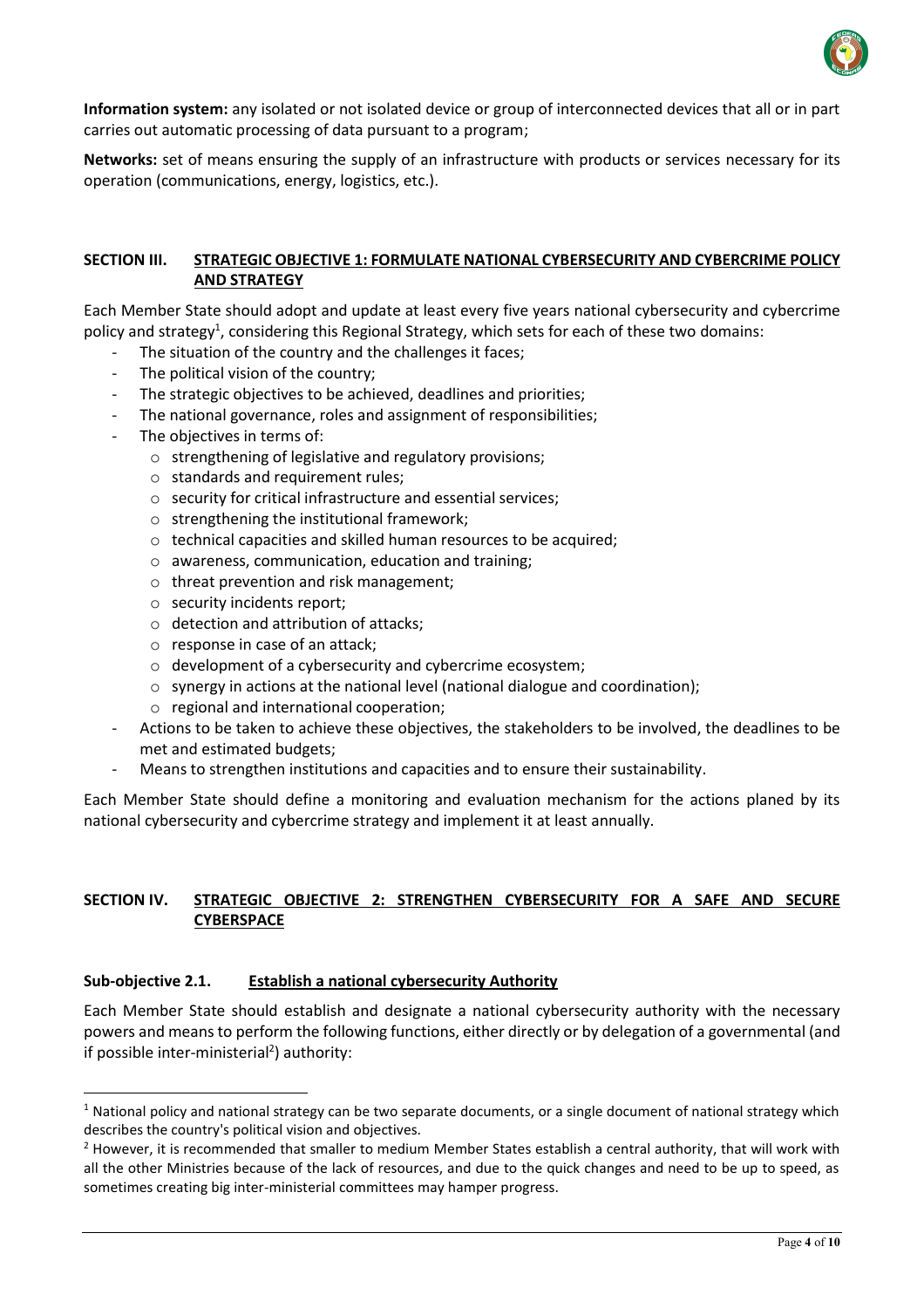**Information system:** any isolated or not isolated device or group of interconnected devices that all or in part carries out automatic processing of data pursuant to a program;

**Networks:** set of means ensuring the supply of an infrastructure with products or services necessary for its operation (communications, energy, logistics, etc.).

## SECTION III. STRATEGIC OBJECTIVE 1: FORMULATE NATIONAL CYBERSECURITY AND CYBERCRIME POLICY AND STRATEGY

Each Member State should adopt and update at least every five years national cybersecurity and cybercrime policy and strategy[1], considering this Regional Strategy, which sets for each of these two domains:

- The situation of the country and the challenges it faces;
- The political vision of the country;
- The strategic objectives to be achieved, deadlines and priorities;
- The national governance, roles and assignment of responsibilities;
- The objectives in terms of:
  - strengthening of legislative and regulatory provisions;
  - standards and requirement rules;
  - security for critical infrastructure and essential services;
  - strengthening the institutional framework;
  - technical capacities and skilled human resources to be acquired;
  - awareness, communication, education and training;
  - threat prevention and risk management;
  - security incidents report;
  - detection and attribution of attacks;
  - response in case of an attack;
  - development of a cybersecurity and cybercrime ecosystem;
  - synergy in actions at the national level (national dialogue and coordination);
  - regional and international cooperation;
- Actions to be taken to achieve these objectives, the stakeholders to be involved, the deadlines to be met and estimated budgets;
- Means to strengthen institutions and capacities and to ensure their sustainability.

Each Member State should define a monitoring and evaluation mechanism for the actions planed by its national cybersecurity and cybercrime strategy and implement it at least annually.

## SECTION IV. STRATEGIC OBJECTIVE 2: STRENGTHEN CYBERSECURITY FOR A SAFE AND SECURE CYBERSPACE

### Sub-objective 2.1. Establish a national cybersecurity Authority

Each Member State should establish and designate a national cybersecurity authority with the necessary powers and means to perform the following functions, either directly or by delegation of a governmental (and if possible inter-ministerial[2]) authority:

---

[1] National policy and national strategy can be two separate documents, or a single document of national strategy which describes the country's political vision and objectives.

[2] However, it is recommended that smaller to medium Member States establish a central authority, that will work with all the other Ministries because of the lack of resources, and due to the quick changes and need to be up to speed, as sometimes creating big inter-ministerial committees may hamper progress.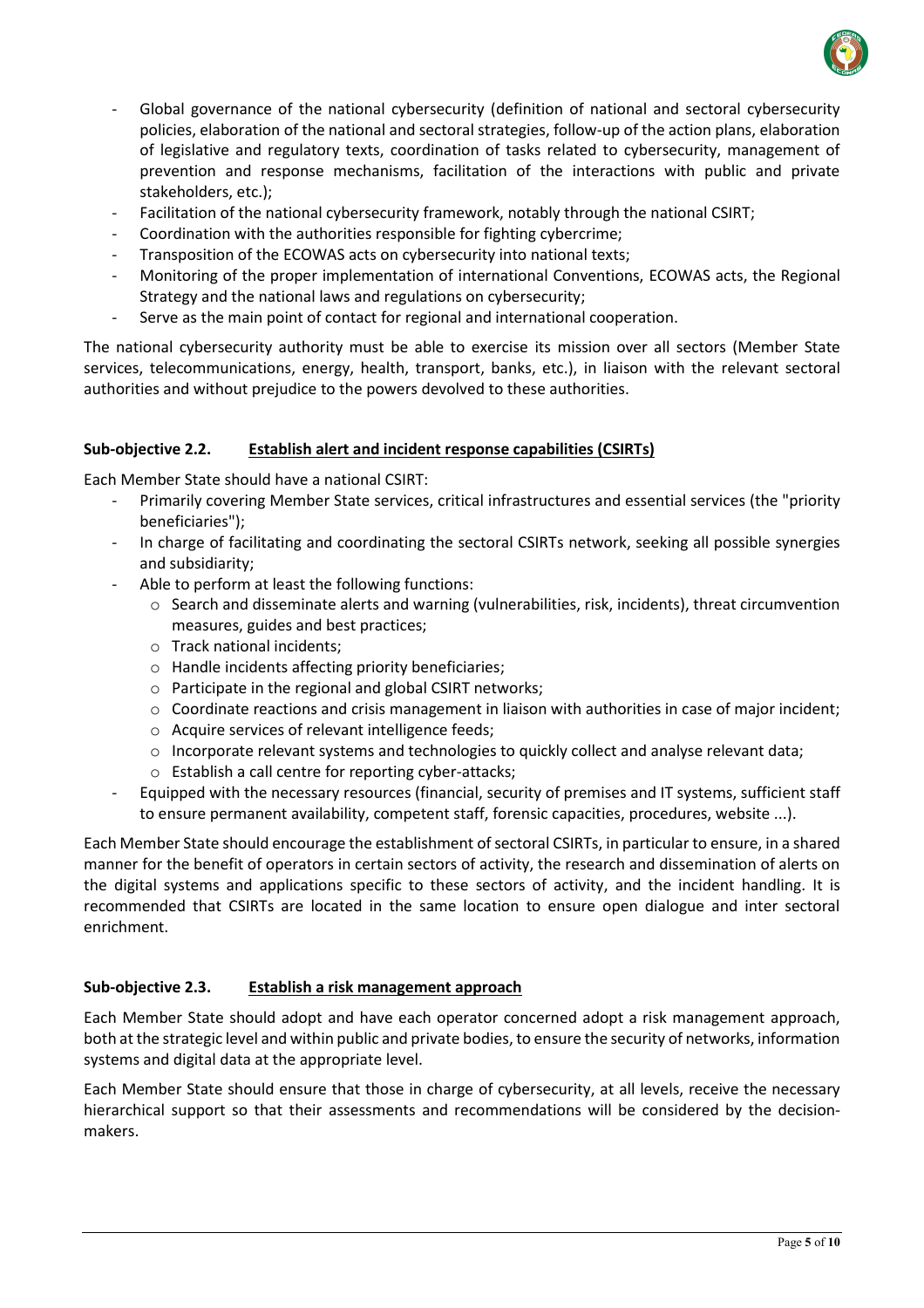- Global governance of the national cybersecurity (definition of national and sectoral cybersecurity policies, elaboration of the national and sectoral strategies, follow-up of the action plans, elaboration of legislative and regulatory texts, coordination of tasks related to cybersecurity, management of prevention and response mechanisms, facilitation of the interactions with public and private stakeholders, etc.);
- Facilitation of the national cybersecurity framework, notably through the national CSIRT;
- Coordination with the authorities responsible for fighting cybercrime;
- Transposition of the ECOWAS acts on cybersecurity into national texts;
- Monitoring of the proper implementation of international Conventions, ECOWAS acts, the Regional Strategy and the national laws and regulations on cybersecurity;
- Serve as the main point of contact for regional and international cooperation.

The national cybersecurity authority must be able to exercise its mission over all sectors (Member State services, telecommunications, energy, health, transport, banks, etc.), in liaison with the relevant sectoral authorities and without prejudice to the powers devolved to these authorities.

### Sub-objective 2.2. <u>Establish alert and incident response capabilities (CSIRTs)</u>

Each Member State should have a national CSIRT:

- Primarily covering Member State services, critical infrastructures and essential services (the "priority beneficiaries");
- In charge of facilitating and coordinating the sectoral CSIRTs network, seeking all possible synergies and subsidiarity;
- Able to perform at least the following functions:
  - Search and disseminate alerts and warning (vulnerabilities, risk, incidents), threat circumvention measures, guides and best practices;
  - Track national incidents;
  - Handle incidents affecting priority beneficiaries;
  - Participate in the regional and global CSIRT networks;
  - Coordinate reactions and crisis management in liaison with authorities in case of major incident;
  - Acquire services of relevant intelligence feeds;
  - Incorporate relevant systems and technologies to quickly collect and analyse relevant data;
  - Establish a call centre for reporting cyber-attacks;
- Equipped with the necessary resources (financial, security of premises and IT systems, sufficient staff to ensure permanent availability, competent staff, forensic capacities, procedures, website ...).

Each Member State should encourage the establishment of sectoral CSIRTs, in particular to ensure, in a shared manner for the benefit of operators in certain sectors of activity, the research and dissemination of alerts on the digital systems and applications specific to these sectors of activity, and the incident handling. It is recommended that CSIRTs are located in the same location to ensure open dialogue and inter sectoral enrichment.

### Sub-objective 2.3. <u>Establish a risk management approach</u>

Each Member State should adopt and have each operator concerned adopt a risk management approach, both at the strategic level and within public and private bodies, to ensure the security of networks, information systems and digital data at the appropriate level.

Each Member State should ensure that those in charge of cybersecurity, at all levels, receive the necessary hierarchical support so that their assessments and recommendations will be considered by the decision-makers.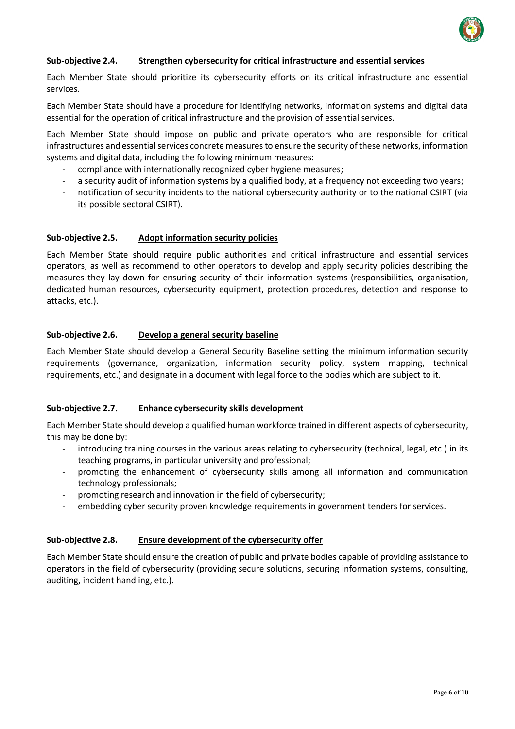### Sub-objective 2.4. Strengthen cybersecurity for critical infrastructure and essential services

Each Member State should prioritize its cybersecurity efforts on its critical infrastructure and essential services.

Each Member State should have a procedure for identifying networks, information systems and digital data essential for the operation of critical infrastructure and the provision of essential services.

Each Member State should impose on public and private operators who are responsible for critical infrastructures and essential services concrete measures to ensure the security of these networks, information systems and digital data, including the following minimum measures:

- compliance with internationally recognized cyber hygiene measures;
- a security audit of information systems by a qualified body, at a frequency not exceeding two years;
- notification of security incidents to the national cybersecurity authority or to the national CSIRT (via its possible sectoral CSIRT).

### Sub-objective 2.5. Adopt information security policies

Each Member State should require public authorities and critical infrastructure and essential services operators, as well as recommend to other operators to develop and apply security policies describing the measures they lay down for ensuring security of their information systems (responsibilities, organisation, dedicated human resources, cybersecurity equipment, protection procedures, detection and response to attacks, etc.).

### Sub-objective 2.6. Develop a general security baseline

Each Member State should develop a General Security Baseline setting the minimum information security requirements (governance, organization, information security policy, system mapping, technical requirements, etc.) and designate in a document with legal force to the bodies which are subject to it.

### Sub-objective 2.7. Enhance cybersecurity skills development

Each Member State should develop a qualified human workforce trained in different aspects of cybersecurity, this may be done by:

- introducing training courses in the various areas relating to cybersecurity (technical, legal, etc.) in its teaching programs, in particular university and professional;
- promoting the enhancement of cybersecurity skills among all information and communication technology professionals;
- promoting research and innovation in the field of cybersecurity;
- embedding cyber security proven knowledge requirements in government tenders for services.

### Sub-objective 2.8. Ensure development of the cybersecurity offer

Each Member State should ensure the creation of public and private bodies capable of providing assistance to operators in the field of cybersecurity (providing secure solutions, securing information systems, consulting, auditing, incident handling, etc.).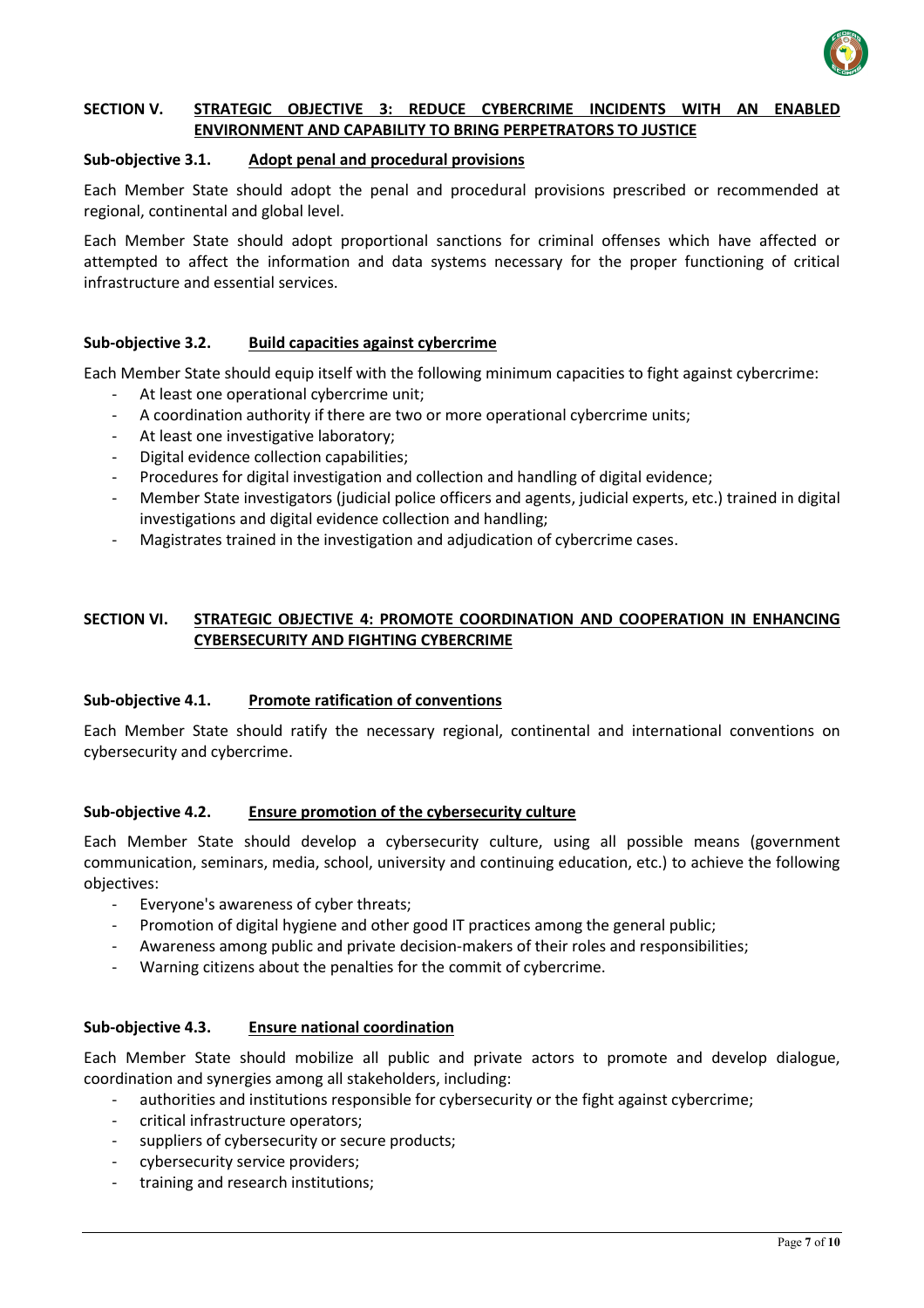## SECTION V. STRATEGIC OBJECTIVE 3: REDUCE CYBERCRIME INCIDENTS WITH AN ENABLED ENVIRONMENT AND CAPABILITY TO BRING PERPETRATORS TO JUSTICE

### Sub-objective 3.1. Adopt penal and procedural provisions

Each Member State should adopt the penal and procedural provisions prescribed or recommended at regional, continental and global level.

Each Member State should adopt proportional sanctions for criminal offenses which have affected or attempted to affect the information and data systems necessary for the proper functioning of critical infrastructure and essential services.

### Sub-objective 3.2. Build capacities against cybercrime

Each Member State should equip itself with the following minimum capacities to fight against cybercrime:

- At least one operational cybercrime unit;
- A coordination authority if there are two or more operational cybercrime units;
- At least one investigative laboratory;
- Digital evidence collection capabilities;
- Procedures for digital investigation and collection and handling of digital evidence;
- Member State investigators (judicial police officers and agents, judicial experts, etc.) trained in digital investigations and digital evidence collection and handling;
- Magistrates trained in the investigation and adjudication of cybercrime cases.

## SECTION VI. STRATEGIC OBJECTIVE 4: PROMOTE COORDINATION AND COOPERATION IN ENHANCING CYBERSECURITY AND FIGHTING CYBERCRIME

### Sub-objective 4.1. Promote ratification of conventions

Each Member State should ratify the necessary regional, continental and international conventions on cybersecurity and cybercrime.

### Sub-objective 4.2. Ensure promotion of the cybersecurity culture

Each Member State should develop a cybersecurity culture, using all possible means (government communication, seminars, media, school, university and continuing education, etc.) to achieve the following objectives:

- Everyone's awareness of cyber threats;
- Promotion of digital hygiene and other good IT practices among the general public;
- Awareness among public and private decision-makers of their roles and responsibilities;
- Warning citizens about the penalties for the commit of cybercrime.

### Sub-objective 4.3. Ensure national coordination

Each Member State should mobilize all public and private actors to promote and develop dialogue, coordination and synergies among all stakeholders, including:

- authorities and institutions responsible for cybersecurity or the fight against cybercrime;
- critical infrastructure operators;
- suppliers of cybersecurity or secure products;
- cybersecurity service providers;
- training and research institutions;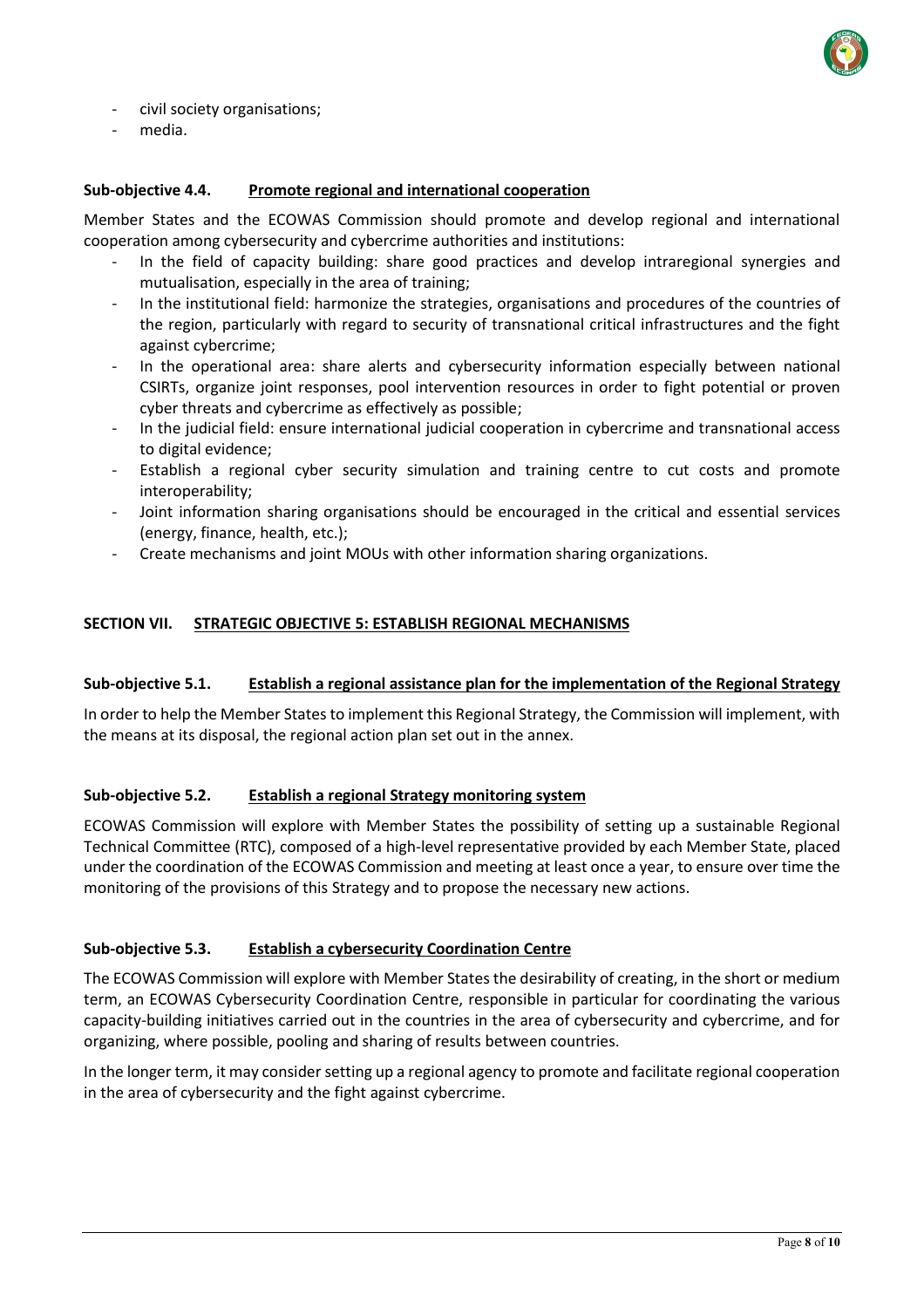- civil society organisations;
- media.

### Sub-objective 4.4. Promote regional and international cooperation

Member States and the ECOWAS Commission should promote and develop regional and international cooperation among cybersecurity and cybercrime authorities and institutions:

- In the field of capacity building: share good practices and develop intraregional synergies and mutualisation, especially in the area of training;
- In the institutional field: harmonize the strategies, organisations and procedures of the countries of the region, particularly with regard to security of transnational critical infrastructures and the fight against cybercrime;
- In the operational area: share alerts and cybersecurity information especially between national CSIRTs, organize joint responses, pool intervention resources in order to fight potential or proven cyber threats and cybercrime as effectively as possible;
- In the judicial field: ensure international judicial cooperation in cybercrime and transnational access to digital evidence;
- Establish a regional cyber security simulation and training centre to cut costs and promote interoperability;
- Joint information sharing organisations should be encouraged in the critical and essential services (energy, finance, health, etc.);
- Create mechanisms and joint MOUs with other information sharing organizations.

## SECTION VII. STRATEGIC OBJECTIVE 5: ESTABLISH REGIONAL MECHANISMS

### Sub-objective 5.1. Establish a regional assistance plan for the implementation of the Regional Strategy

In order to help the Member States to implement this Regional Strategy, the Commission will implement, with the means at its disposal, the regional action plan set out in the annex.

### Sub-objective 5.2. Establish a regional Strategy monitoring system

ECOWAS Commission will explore with Member States the possibility of setting up a sustainable Regional Technical Committee (RTC), composed of a high-level representative provided by each Member State, placed under the coordination of the ECOWAS Commission and meeting at least once a year, to ensure over time the monitoring of the provisions of this Strategy and to propose the necessary new actions.

### Sub-objective 5.3. Establish a cybersecurity Coordination Centre

The ECOWAS Commission will explore with Member States the desirability of creating, in the short or medium term, an ECOWAS Cybersecurity Coordination Centre, responsible in particular for coordinating the various capacity-building initiatives carried out in the countries in the area of cybersecurity and cybercrime, and for organizing, where possible, pooling and sharing of results between countries.

In the longer term, it may consider setting up a regional agency to promote and facilitate regional cooperation in the area of cybersecurity and the fight against cybercrime.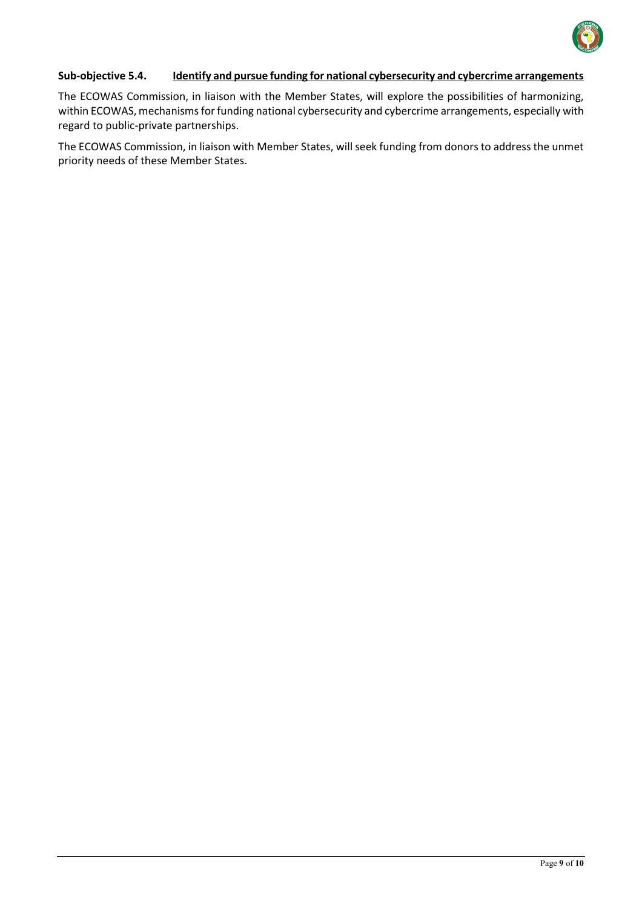**Sub-objective 5.4. <u>Identify and pursue funding for national cybersecurity and cybercrime arrangements</u>**

The ECOWAS Commission, in liaison with the Member States, will explore the possibilities of harmonizing, within ECOWAS, mechanisms for funding national cybersecurity and cybercrime arrangements, especially with regard to public-private partnerships.

The ECOWAS Commission, in liaison with Member States, will seek funding from donors to address the unmet priority needs of these Member States.